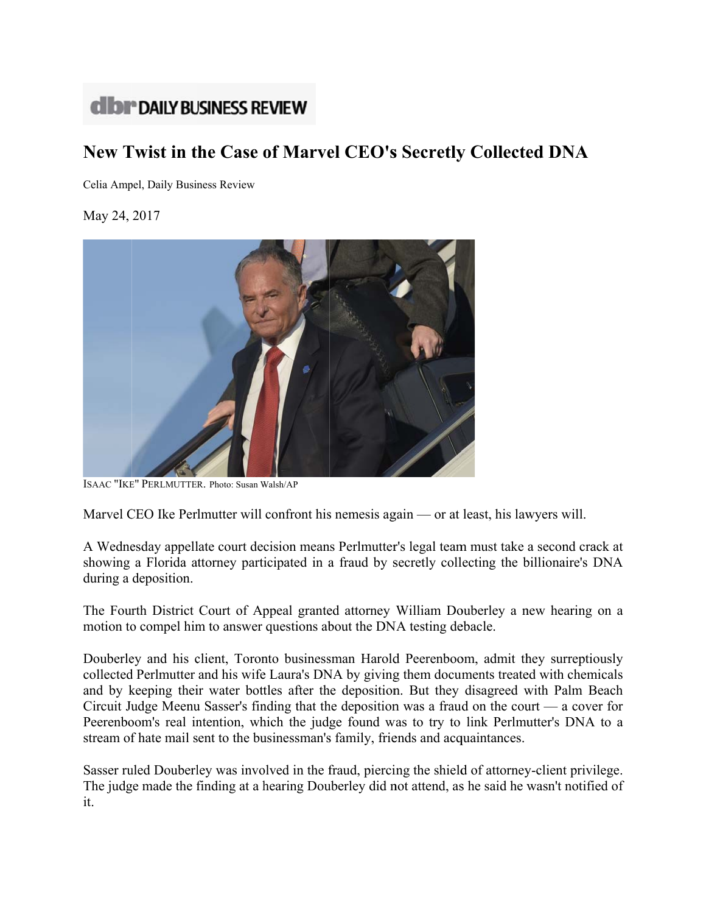dbr DAILY BUSINESS REVIEW

# New Twist in the Case of Marvel CEO's Secretly Collected DNA

Celia Ampel, Daily Business Review

May 24, 2017

ISAAC "IKE" PERLMUTTER. Photo: Susan Walsh/AP

Marvel CEO Ike Perlmutter will confront his nemesis again — or at least, his lawyers will.

A Wednesday appellate court decision means Perlmutter's legal team must take a second crack at showing a Florida attorney participated in a fraud by secretly collecting the billionaire's DNA during a deposition.

The Fourth District Court of Appeal granted attorney William Douberley a new hearing on a motion to compel him to answer questions about the DNA testing debacle.

Douberley and his client, Toronto businessman Harold Peerenboom, admit they surreptiously collected Perlmutter and his wife Laura's DNA by giving them documents treated with chemicals and by keeping their water bottles after the deposition. But they disagreed with Palm Beach Circuit Judge Meenu Sasser's finding that the deposition was a fraud on the court — a cover for Peerenboom's real intention, which the judge found was to try to link Perlmutter's DNA to a stream of hate mail sent to the businessman's family, friends and acquaintances.

Sasser ruled Douberley was involved in the fraud, piercing the shield of attorney-client privilege. The judge made the finding at a hearing Douberley did not attend, as he said he wasn't notified of it.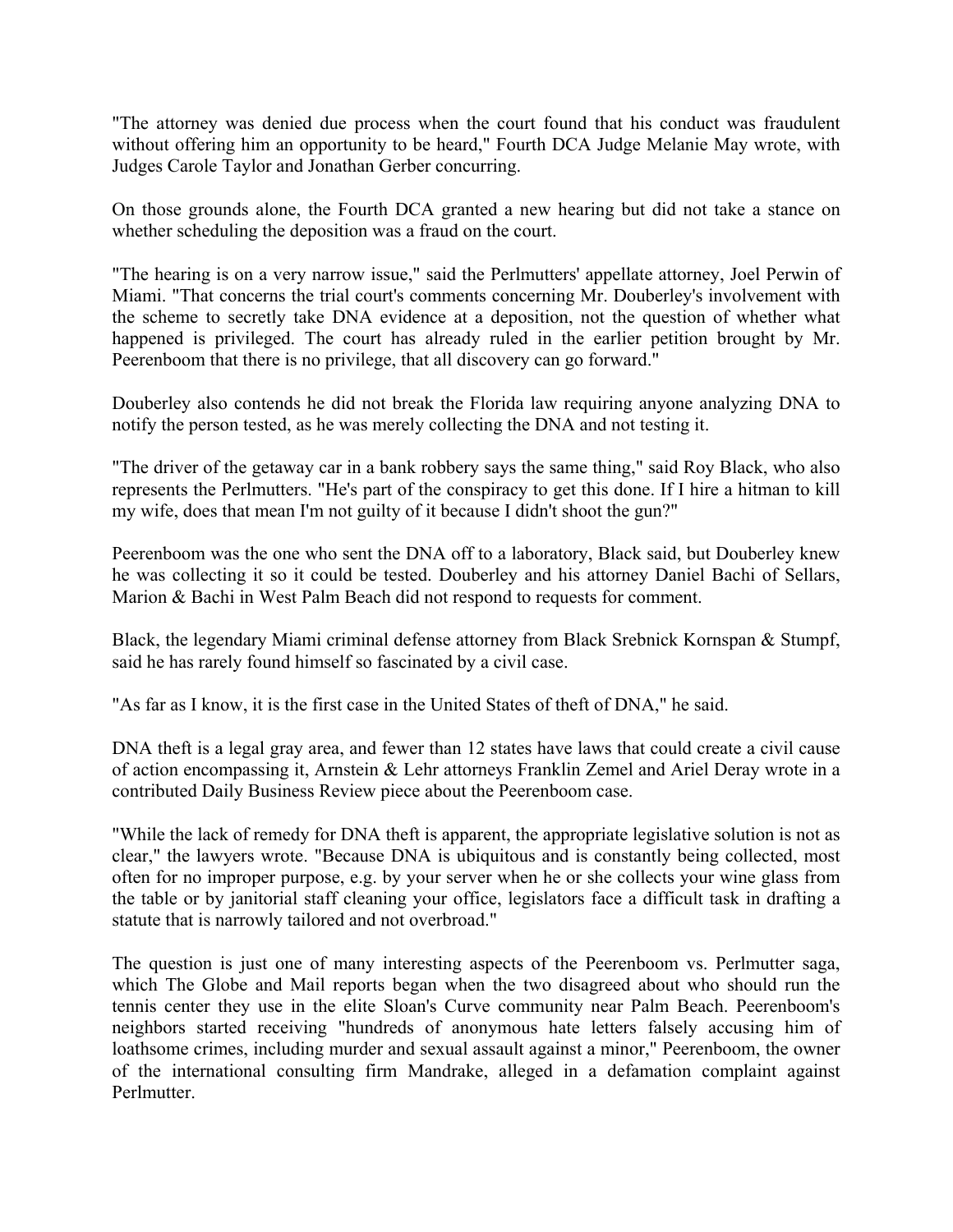"The attorney was denied due process when the court found that his conduct was fraudulent without offering him an opportunity to be heard," Fourth DCA Judge Melanie May wrote, with Judges Carole Taylor and Jonathan Gerber concurring.

On those grounds alone, the Fourth DCA granted a new hearing but did not take a stance on whether scheduling the deposition was a fraud on the court.

"The hearing is on a very narrow issue," said the Perlmutters' appellate attorney, Joel Perwin of Miami. "That concerns the trial court's comments concerning Mr. Douberley's involvement with the scheme to secretly take DNA evidence at a deposition, not the question of whether what happened is privileged. The court has already ruled in the earlier petition brought by Mr. Peerenboom that there is no privilege, that all discovery can go forward."

Douberley also contends he did not break the Florida law requiring anyone analyzing DNA to notify the person tested, as he was merely collecting the DNA and not testing it.

"The driver of the getaway car in a bank robbery says the same thing," said Roy Black, who also represents the Perlmutters. "He's part of the conspiracy to get this done. If I hire a hitman to kill my wife, does that mean I'm not guilty of it because I didn't shoot the gun?"

Peerenboom was the one who sent the DNA off to a laboratory, Black said, but Douberley knew he was collecting it so it could be tested. Douberley and his attorney Daniel Bachi of Sellars, Marion & Bachi in West Palm Beach did not respond to requests for comment.

Black, the legendary Miami criminal defense attorney from Black Srebnick Kornspan & Stumpf, said he has rarely found himself so fascinated by a civil case.

"As far as I know, it is the first case in the United States of theft of DNA," he said.

DNA theft is a legal gray area, and fewer than 12 states have laws that could create a civil cause of action encompassing it, Arnstein & Lehr attorneys Franklin Zemel and Ariel Deray wrote in a contributed Daily Business Review piece about the Peerenboom case.

"While the lack of remedy for DNA theft is apparent, the appropriate legislative solution is not as clear," the lawyers wrote. "Because DNA is ubiquitous and is constantly being collected, most often for no improper purpose, e.g. by your server when he or she collects your wine glass from the table or by janitorial staff cleaning your office, legislators face a difficult task in drafting a statute that is narrowly tailored and not overbroad."

The question is just one of many interesting aspects of the Peerenboom vs. Perlmutter saga, which The Globe and Mail reports began when the two disagreed about who should run the tennis center they use in the elite Sloan's Curve community near Palm Beach. Peerenboom's neighbors started receiving "hundreds of anonymous hate letters falsely accusing him of loathsome crimes, including murder and sexual assault against a minor," Peerenboom, the owner of the international consulting firm Mandrake, alleged in a defamation complaint against Perlmutter.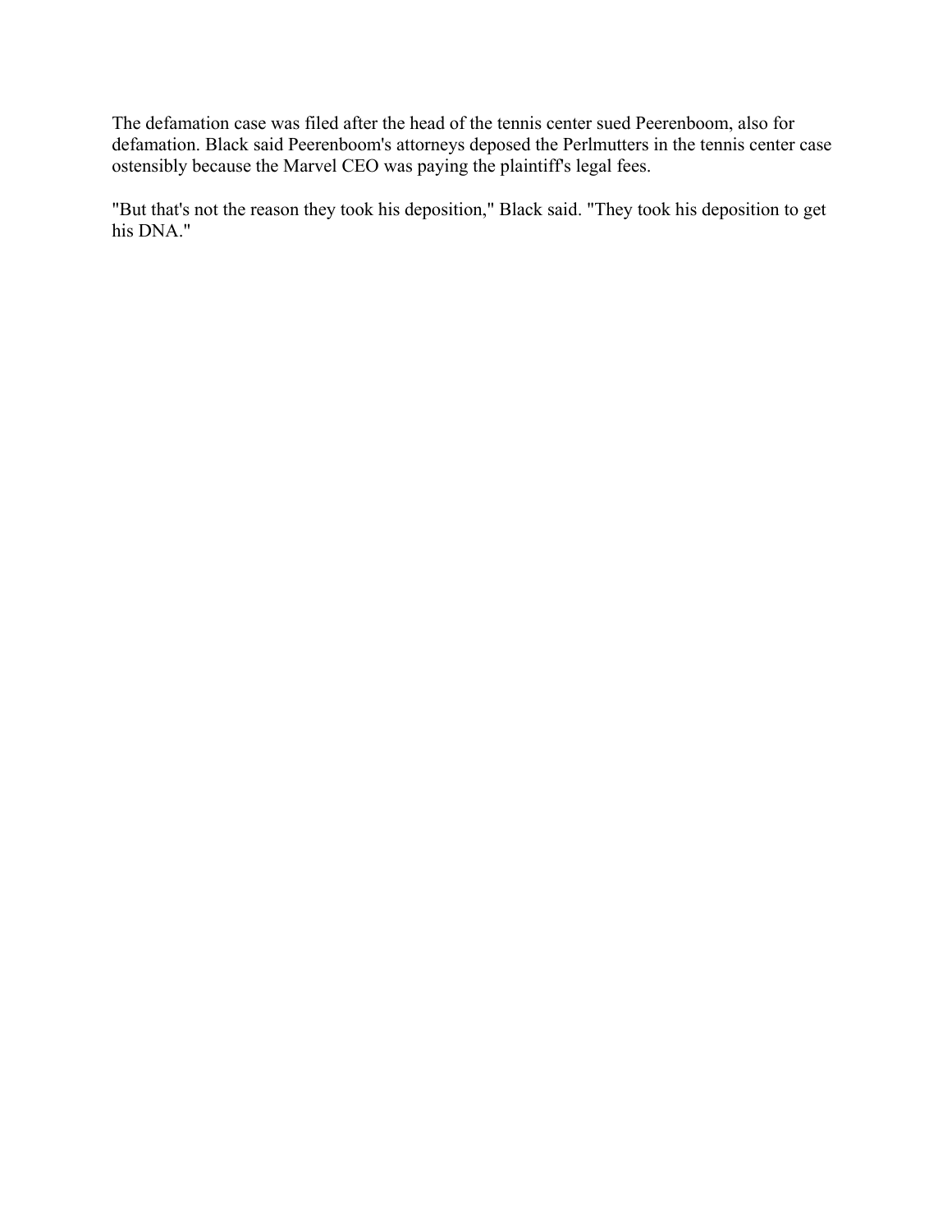The defamation case was filed after the head of the tennis center sued Peerenboom, also for defamation. Black said Peerenboom's attorneys deposed the Perlmutters in the tennis center case ostensibly because the Marvel CEO was paying the plaintiff's legal fees.

"But that's not the reason they took his deposition," Black said. "They took his deposition to get his DNA."